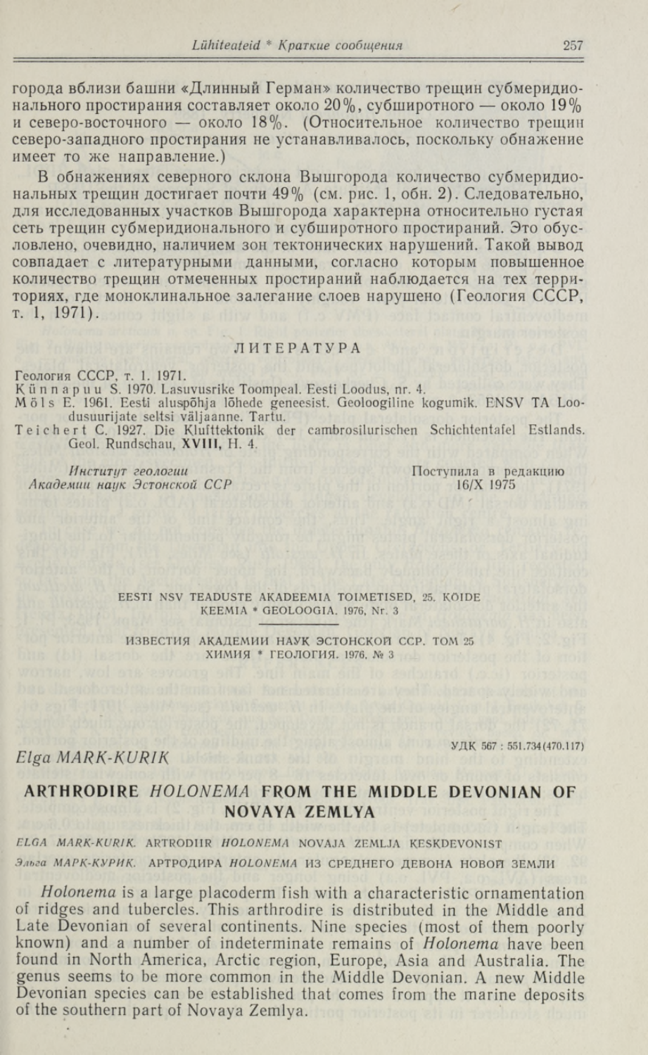города вблизи башни «Длинный Герман» количество трещин субмеридионального простирания составляет около 20%, субширотного — около 19% и северо-восточного — около 18%. (Относительное количество трещин северо-западного простирания не устанавливалось, поскольку обнажение имеет то же направление.)

В обнажениях северного склона Вышгорода количество субмеридиональных трещин достигает почти 49% (см. рис. 1, обн. 2). Следовательно, для исследованных участков Вышгорода характерна относительно густая сеть трещин субмеридионального и субширотного простираний. Это обусловлено, очевидно, наличием зон тектонических нарушений. Такой вывод совпадает с литературными данными, согласно которым повышенное количество трещин отмеченных простираний наблюдается на тех территориях, где моноклинальное залегание слоев нарушено (Геология СССР, т. 1, 1971).

## ЛИТЕРАТУРА

Геология СССР, т. 1. 1971.
Küppapuu S. 1970. Lasuvusrike Toompeal. Eesti Loodus, nr. 4.
Möls E. 1961. Eesti aluspõhja lõhede geneesist. Geoloogiline kogumik. ENSV TA Loodusuurijate seltsi väljaanne. Tartu.
Teichert C. 1927. Die Klufttektonik der cambrosilurischen Schichtentafel Estlands. Geol. Rundschau, **XVIII**, H. 4.

*Институт геологии*
*Академии наук Эстонской ССР*

Поступила в редакцию
16/X 1975

EESTI NSV TEADUSTE AKADEEMIA TOIMETISED, 25. KÕIDE
KEEMIA * GEOLOOGIA. 1976, Nr. 3

ИЗВЕСТИЯ АКАДЕМИИ НАУК ЭСТОНСКОЙ ССР. ТОМ 25
ХИМИЯ * ГЕОЛОГИЯ. 1976, № 3

УДК 567 : 551.734(470.117)

*Elga MARK-KURIK*

# ARTHRODIRE *HOLONEMA* FROM THE MIDDLE DEVONIAN OF NOVAYA ZEMLYA

*ELGA MARK-KURIK.* ARTRODIIR *HOLONEMA* NOVAJA ZEMLJA KESKDEVONIST

*Эльга МАРК-КУРИК.* АРТРОДИРА *HOLONEMA* ИЗ СРЕДНЕГО ДЕВОНА НОВОЙ ЗЕМЛИ

*Holonema* is a large placoderm fish with a characteristic ornamentation of ridges and tubercles. This arthrodire is distributed in the Middle and Late Devonian of several continents. Nine species (most of them poorly known) and a number of indeterminate remains of *Holonema* have been found in North America, Arctic region, Europe, Asia and Australia. The genus seems to be more common in the Middle Devonian. A new Middle Devonian species can be established that comes from the marine deposits of the southern part of Novaya Zemlya.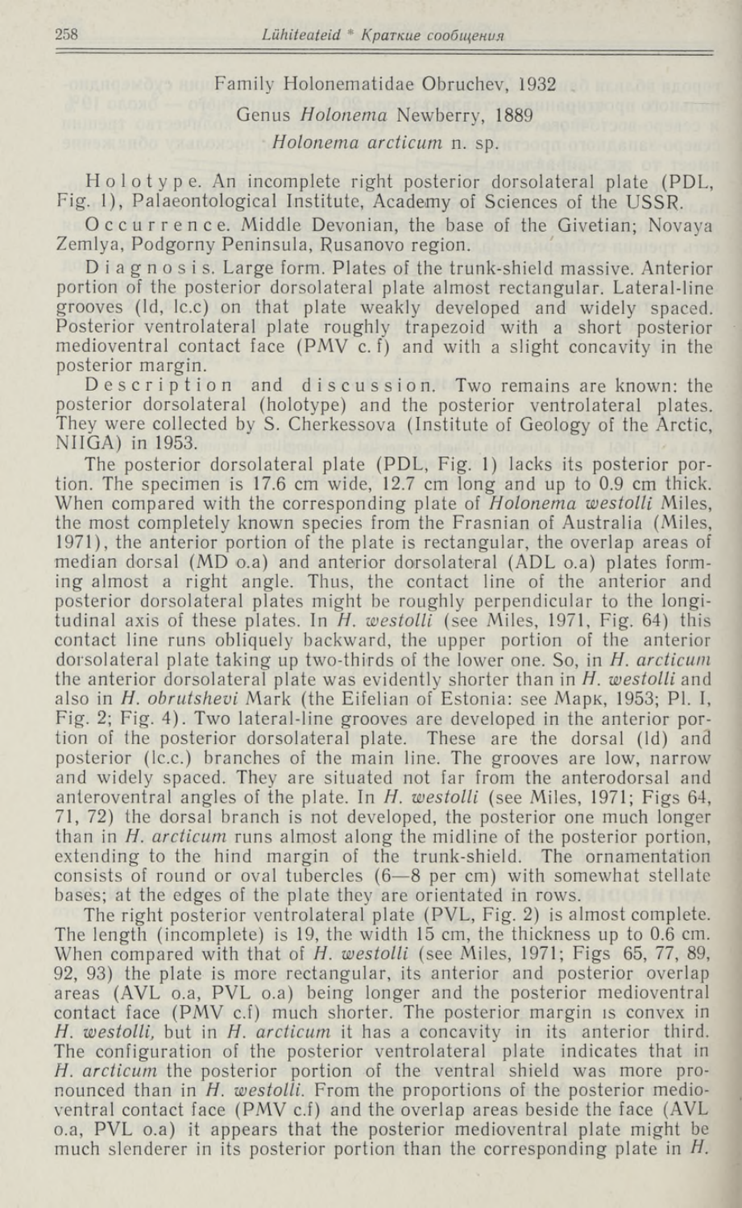Family Holonematidae Obruchev, 1932

Genus *Holonema* Newberry, 1889

*Holonema arcticum* n. sp.

Holotype. An incomplete right posterior dorsolateral plate (PDL, Fig. 1), Palaeontological Institute, Academy of Sciences of the USSR.

Occurrence. Middle Devonian, the base of the Givetian; Novaya Zemlya, Podgorny Peninsula, Rusanovo region.

Diagnosis. Large form. Plates of the trunk-shield massive. Anterior portion of the posterior dorsolateral plate almost rectangular. Lateral-line grooves (ld, lc.c) on that plate weakly developed and widely spaced. Posterior ventrolateral plate roughly trapezoid with a short posterior medioventral contact face (PMV c. f) and with a slight concavity in the posterior margin.

Description and discussion. Two remains are known: the posterior dorsolateral (holotype) and the posterior ventrolateral plates. They were collected by S. Cherkessova (Institute of Geology of the Arctic, NIIGA) in 1953.

The posterior dorsolateral plate (PDL, Fig. 1) lacks its posterior portion. The specimen is 17.6 cm wide, 12.7 cm long and up to 0.9 cm thick. When compared with the corresponding plate of *Holonema westolli* Miles, the most completely known species from the Frasnian of Australia (Miles, 1971), the anterior portion of the plate is rectangular, the overlap areas of median dorsal (MD o.a) and anterior dorsolateral (ADL o.a) plates forming almost a right angle. Thus, the contact line of the anterior and posterior dorsolateral plates might be roughly perpendicular to the longitudinal axis of these plates. In *H. westolli* (see Miles, 1971, Fig. 64) this contact line runs obliquely backward, the upper portion of the anterior dorsolateral plate taking up two-thirds of the lower one. So, in *H. arcticum* the anterior dorsolateral plate was evidently shorter than in *H. westolli* and also in *H. obrutshevi* Mark (the Eifelian of Estonia: see Марк, 1953; Pl. I, Fig. 2; Fig. 4). Two lateral-line grooves are developed in the anterior portion of the posterior dorsolateral plate. These are the dorsal (ld) and posterior (lc.c.) branches of the main line. The grooves are low, narrow and widely spaced. They are situated not far from the anterodorsal and anteroventral angles of the plate. In *H. westolli* (see Miles, 1971; Figs 64, 71, 72) the dorsal branch is not developed, the posterior one much longer than in *H. arcticum* runs almost along the midline of the posterior portion, extending to the hind margin of the trunk-shield. The ornamentation consists of round or oval tubercles (6—8 per cm) with somewhat stellate bases; at the edges of the plate they are orientated in rows.

The right posterior ventrolateral plate (PVL, Fig. 2) is almost complete. The length (incomplete) is 19, the width 15 cm, the thickness up to 0.6 cm. When compared with that of *H. westolli* (see Miles, 1971; Figs 65, 77, 89, 92, 93) the plate is more rectangular, its anterior and posterior overlap areas (AVL o.a, PVL o.a) being longer and the posterior medioventral contact face (PMV c.f) much shorter. The posterior margin is convex in *H. westolli*, but in *H. arcticum* it has a concavity in its anterior third. The configuration of the posterior ventrolateral plate indicates that in *H. arcticum* the posterior portion of the ventral shield was more pronounced than in *H. westolli*. From the proportions of the posterior medioventral contact face (PMV c.f) and the overlap areas beside the face (AVL o.a, PVL o.a) it appears that the posterior medioventral plate might be much slenderer in its posterior portion than the corresponding plate in *H.*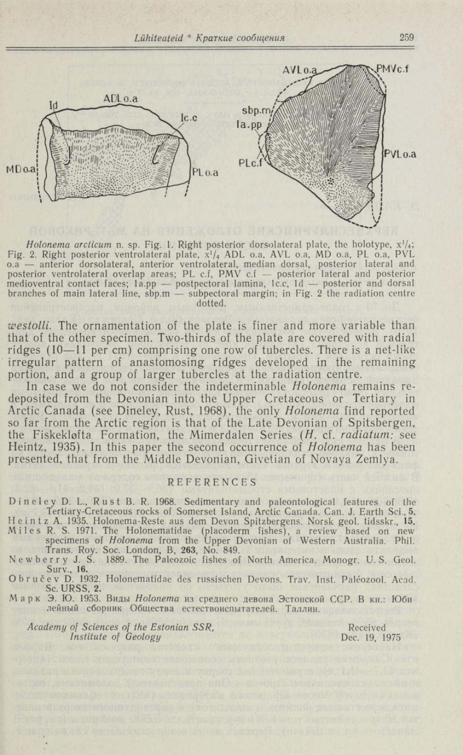ADL o.a

ld

lc.c

MDo.a

PLo.a

AVLo.a

PMVc.f

sbp.m

la.pp

PLc.f

PVLo.a

*Holonema arcticum* n. sp. Fig. 1. Right posterior dorsolateral plate, the holotype, x$^1/_4$; Fig. 2. Right posterior ventrolateral plate, x$^1/_4$ ADL o.a, AVL o.a, MD o.a, PL o.a, PVL o.a — anterior dorsolateral, anterior ventrolateral, median dorsal, posterior lateral and posterior ventrolateral overlap areas; PL c.f, PMV c.f — posterior lateral and posterior medioventral contact faces; la.pp — postpectoral lamina, lc.c, ld — posterior and dorsal branches of main lateral line, sbp.m — subpectoral margin; in Fig. 2 the radiation centre dotted.

*westolli*. The ornamentation of the plate is finer and more variable than that of the other specimen. Two-thirds of the plate are covered with radial ridges (10—11 per cm) comprising one row of tubercles. There is a net-like irregular pattern of anastomosing ridges developed in the remaining portion, and a group of larger tubercles at the radiation centre.

In case we do not consider the indeterminable *Holonema* remains redeposited from the Devonian into the Upper Cretaceous or Tertiary in Arctic Canada (see Dineley, Rust, 1968), the only *Holonema* find reported so far from the Arctic region is that of the Late Devonian of Spitsbergen, the Fiskekløfta Formation, the Mimerdalen Series (*H.* cf. *radiatum*: see Heintz, 1935). In this paper the second occurrence of *Holonema* has been presented, that from the Middle Devonian, Givetian of Novaya Zemlya.

## REFERENCES

Dineley D. L., Rust B. R. 1968. Sedimentary and paleontological features of the Tertiary-Cretaceous rocks of Somerset Island, Arctic Canada. Can. J. Earth Sci., **5**.

Heintz A. 1935. Holonema-Reste aus dem Devon Spitzbergens. Norsk geol. tidsskr., **15**.

Miles R. S. 1971. The Holonematidae (placoderm fishes), a review based on new specimens of *Holonema* from the Upper Devonian of Western Australia. Phil. Trans. Roy. Soc. London, B, **263**, No. 849.

Newberry J. S. 1889. The Paleozoic fishes of North America. Monogr. U. S. Geol. Surv., **16**.

Obručev D. 1932. Holonematidae des russischen Devons. Trav. Inst. Paléozool. Acad. Sc. URSS, **2**.

Марк Э. Ю. 1953. Виды *Holonema* из среднего девона Эстонской ССР. В кн.: Юбилейный сборник Общества естествоиспытателей. Таллин.

*Academy of Sciences of the Estonian SSR,*
*Institute of Geology*

Received
Dec. 19, 1975